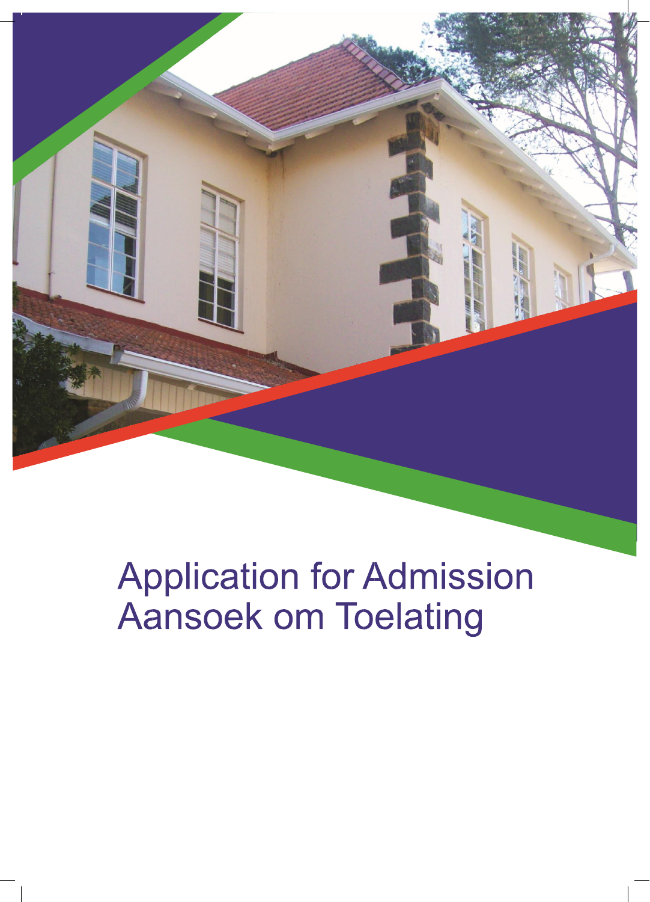# Application for Admission
# Aansoek om Toelating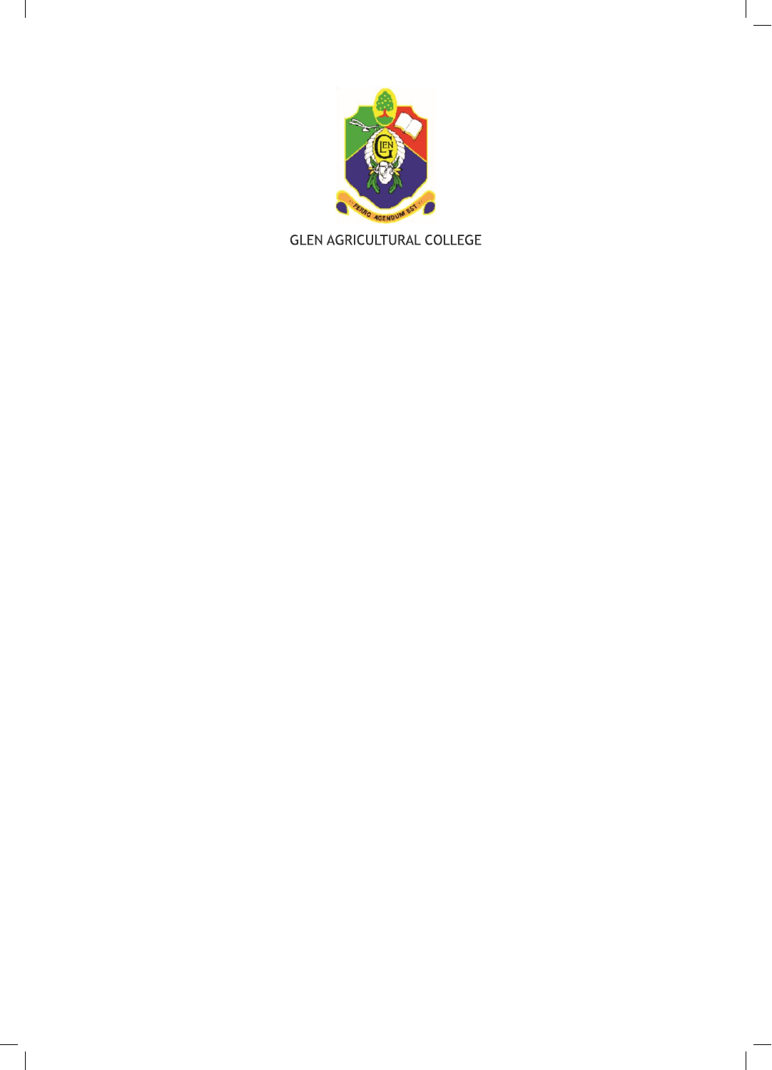GLEN AGRICULTURAL COLLEGE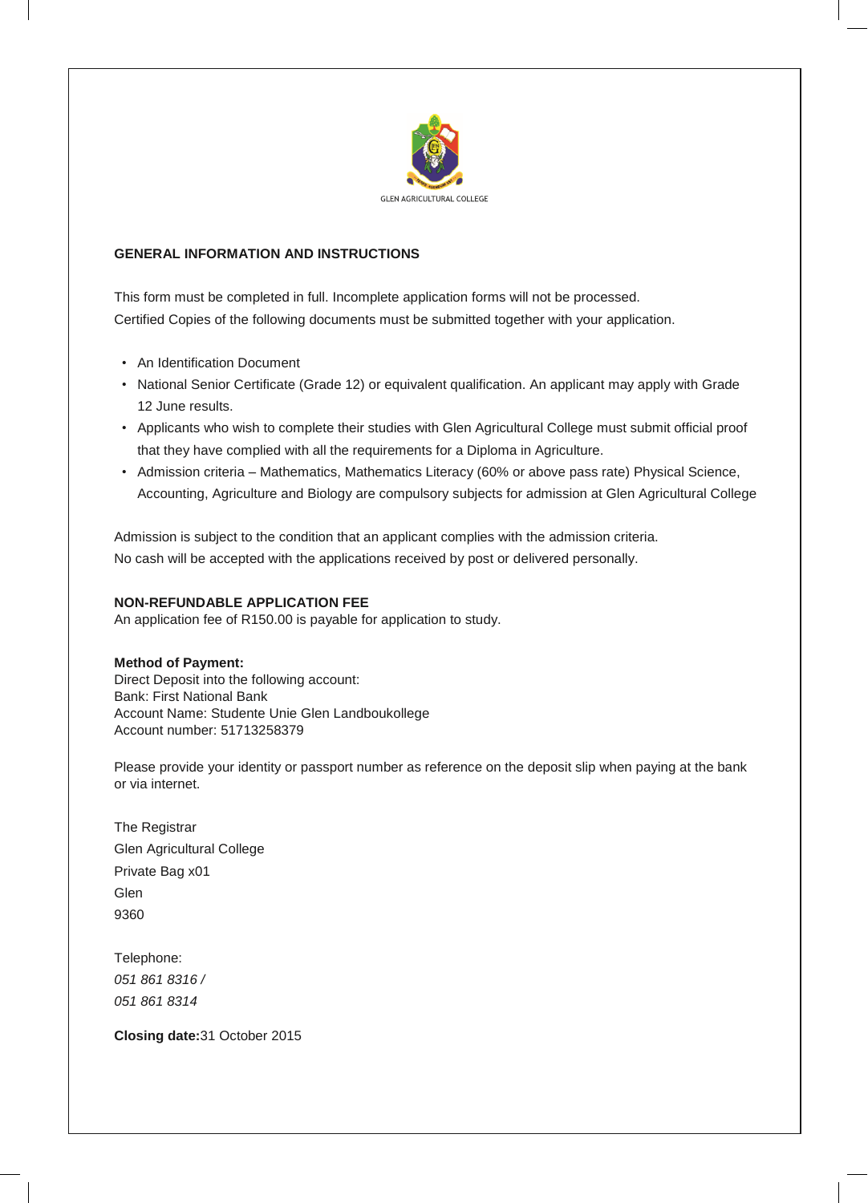GLEN AGRICULTURAL COLLEGE

## GENERAL INFORMATION AND INSTRUCTIONS

This form must be completed in full. Incomplete application forms will not be processed.
Certified Copies of the following documents must be submitted together with your application.

- An Identification Document
- National Senior Certificate (Grade 12) or equivalent qualification. An applicant may apply with Grade 12 June results.
- Applicants who wish to complete their studies with Glen Agricultural College must submit official proof that they have complied with all the requirements for a Diploma in Agriculture.
- Admission criteria – Mathematics, Mathematics Literacy (60% or above pass rate) Physical Science, Accounting, Agriculture and Biology are compulsory subjects for admission at Glen Agricultural College

Admission is subject to the condition that an applicant complies with the admission criteria.
No cash will be accepted with the applications received by post or delivered personally.

**NON-REFUNDABLE APPLICATION FEE**
An application fee of R150.00 is payable for application to study.

**Method of Payment:**
Direct Deposit into the following account:
Bank: First National Bank
Account Name: Studente Unie Glen Landboukollege
Account number: 51713258379

Please provide your identity or passport number as reference on the deposit slip when paying at the bank or via internet.

The Registrar
Glen Agricultural College
Private Bag x01
Glen
9360

Telephone:
*051 861 8316 /*
*051 861 8314*

**Closing date:**31 October 2015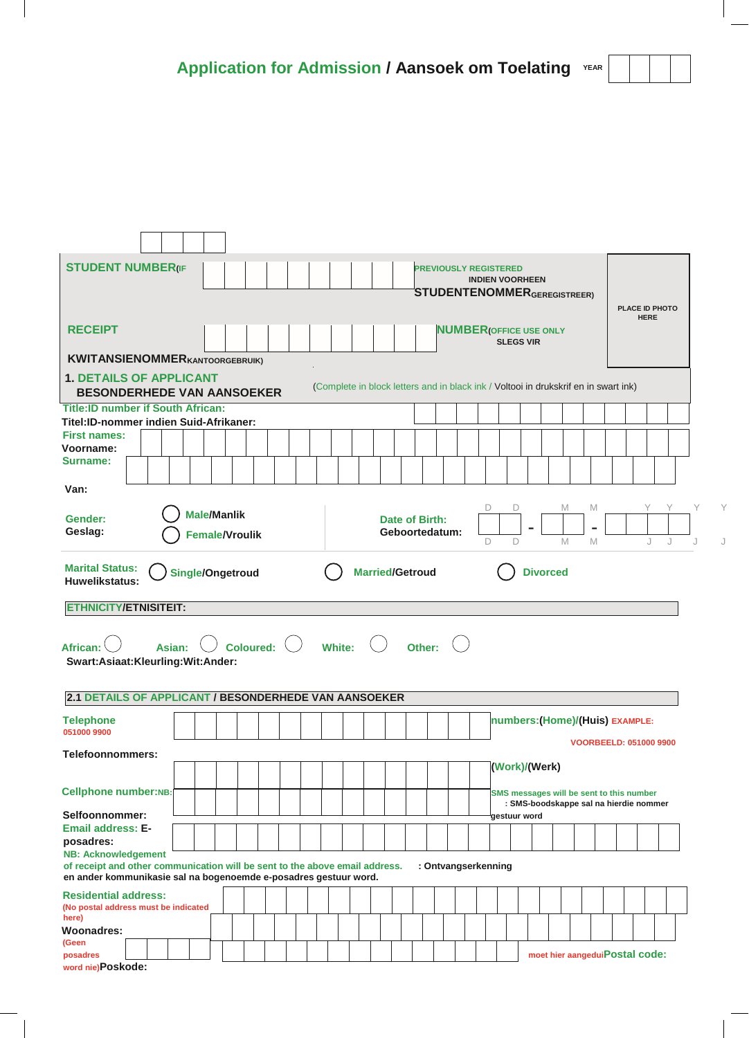# Application for Admission / Aansoek om Toelating

YEAR

**STUDENT NUMBER** (IF PREVIOUSLY REGISTERED)
INDIEN VOORHEEN
**STUDENTENOMMER** (GEREGISTREER)

PLACE ID PHOTO HERE

**RECEIPT NUMBER** (OFFICE USE ONLY
SLEGS VIR
**KWITANSIENOMMER** KANTOORGEBRUIK)

## 1. DETAILS OF APPLICANT
## BESONDERHEDE VAN AANSOEKER

(Complete in block letters and in black ink / Voltooi in drukskrif en in swart ink)

**Title:ID number if South African:**
**Titel:ID-nommer indien Suid-Afrikaner:**

**First names:**
**Voorname:**

**Surname:**

**Van:**

**Gender:** ◯ Male/Manlik
**Geslag:** ◯ Female/Vroulik

**Date of Birth:**
**Geboortedatum:** D D - M M - Y Y Y Y
(D D M M J J J J)

**Marital Status:** ◯ Single/Ongetroud ◯ Married/Getroud ◯ Divorced
**Huwelikstatus:**

**ETHNICITY/ETNISITEIT:**

African: ◯ Asian: ◯ Coloured: ◯ White: ◯ Other: ◯
Swart:Asiaat:Kleurling:Wit:Ander:

## 2.1 DETAILS OF APPLICANT / BESONDERHEDE VAN AANSOEKER

**Telephone numbers:(Home)/(Huis)** EXAMPLE: 051000 9900
VOORBEELD: 051000 9900
**Telefoonnommers:**

**(Work)/(Werk)**

**Cellphone number:** NB: SMS messages will be sent to this number
**Selfoonnommer:** SMS-boodskappe sal na hierdie nommer gestuur word

**Email address: E-posadres:**

NB: Acknowledgement of receipt and other communication will be sent to the above email address. : Ontvangserkenning en ander kommunikasie sal na bogenoemde e-posadres gestuur word.

**Residential address:** (No postal address must be indicated here)
**Woonadres:** (Geen posadres moet hier aangedui word nie)

**Postal code:**
**Poskode:**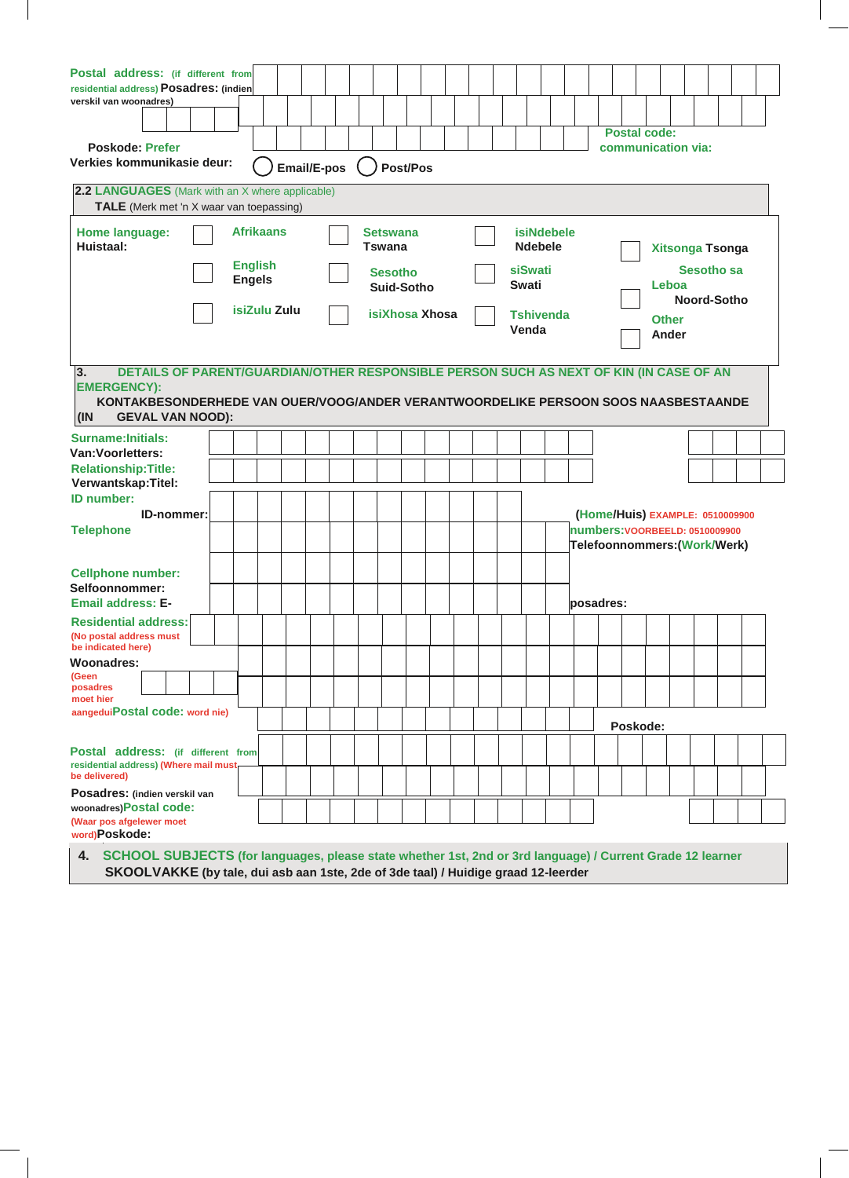**Postal address:** (if different from residential address) **Posadres:** (indien verskil van woonadres)

**Postal code:** Poskode:

**Prefer communication via:** Verkies kommunikasie deur: ◯ Email/E-pos ◯ Post/Pos

## 2.2 LANGUAGES (Mark with an X where applicable)
**TALE** (Merk met 'n X waar van toepassing)

**Home language:** Huistaal:

| | | | |
|---|---|---|---|
| ☐ Afrikaans | ☐ Setswana Tswana | ☐ isiNdebele Ndebele | ☐ Xitsonga Tsonga |
| ☐ English Engels | ☐ Sesotho Suid-Sotho | ☐ siSwati Swati | ☐ Sesotho sa Leboa Noord-Sotho |
| ☐ isiZulu Zulu | ☐ isiXhosa Xhosa | ☐ Tshivenda Venda | ☐ Other Ander |

## 3. DETAILS OF PARENT/GUARDIAN/OTHER RESPONSIBLE PERSON SUCH AS NEXT OF KIN (IN CASE OF AN EMERGENCY):
**KONTAKBESONDERHEDE VAN OUER/VOOG/ANDER VERANTWOORDELIKE PERSOON SOOS NAASBESTAANDE (IN GEVAL VAN NOOD):**

**Surname:Initials:** Van:Voorletters:

**Relationship:Title:** Verwantskap:Titel:

**ID number:** ID-nommer:

**Telephone numbers:** (Home/Huis) EXAMPLE: 0510009900 VOORBEELD: 0510009900 Telefoonnommers:(Work/Werk)

**Cellphone number:** Selfoonnommer:

**Email address:** E-posadres:

**Residential address:** (No postal address must be indicated here) **Woonadres:** (Geen posadres moet hier aangedui word nie)

**Postal code:** Poskode:

**Postal address:** (if different from residential address) (Where mail must be delivered) **Posadres:** (indien verskil van woonadres) (Waar pos afgelewer moet word)

**Postal code:** Poskode:

## 4. SCHOOL SUBJECTS (for languages, please state whether 1st, 2nd or 3rd language) / Current Grade 12 learner
**SKOOLVAKKE (by tale, dui asb aan 1ste, 2de of 3de taal) / Huidige graad 12-leerder**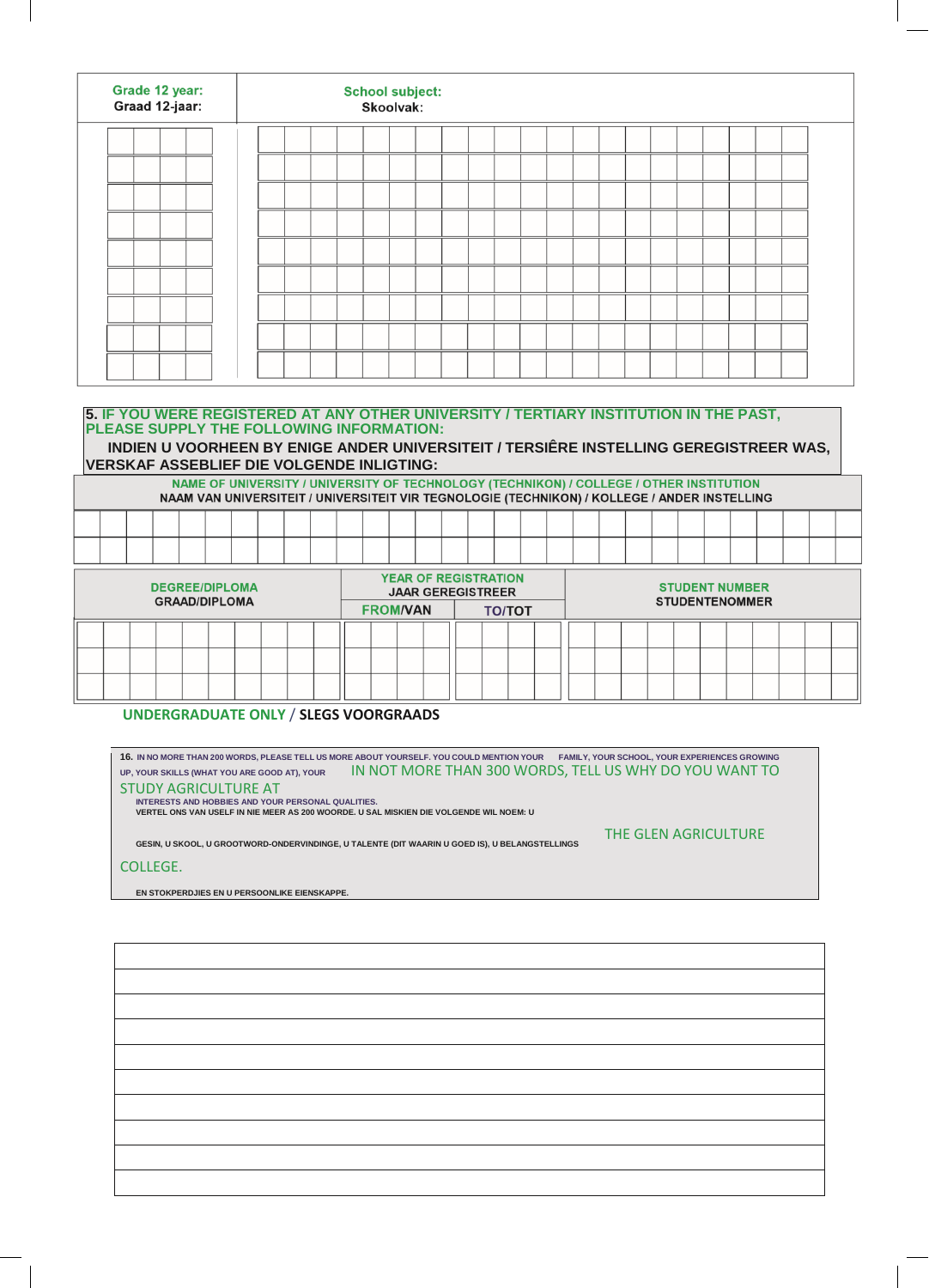| Grade 12 year: Graad 12-jaar: | School subject: Skoolvak: |
|---|---|
| | |
| | |
| | |
| | |
| | |
| | |
| | |
| | |
| | |

**5. IF YOU WERE REGISTERED AT ANY OTHER UNIVERSITY / TERTIARY INSTITUTION IN THE PAST, PLEASE SUPPLY THE FOLLOWING INFORMATION:**

**INDIEN U VOORHEEN BY ENIGE ANDER UNIVERSITEIT / TERSIÊRE INSTELLING GEREGISTREER WAS, VERSKAF ASSEBLIEF DIE VOLGENDE INLIGTING:**

| NAME OF UNIVERSITY / UNIVERSITY OF TECHNOLOGY (TECHNIKON) / COLLEGE / OTHER INSTITUTION NAAM VAN UNIVERSITEIT / UNIVERSITEIT VIR TEGNOLOGIE (TECHNIKON) / KOLLEGE / ANDER INSTELLING |
|---|
| |
| |

| DEGREE/DIPLOMA GRAAD/DIPLOMA | YEAR OF REGISTRATION JAAR GEREGISTREER | | STUDENT NUMBER STUDENTENOMMER |
|---|---|---|---|
| | FROM/VAN | TO/TOT | |
| | | | |
| | | | |
| | | | |

**UNDERGRADUATE ONLY / SLEGS VOORGRAADS**

**16.** IN NO MORE THAN 200 WORDS, PLEASE TELL US MORE ABOUT YOURSELF. YOU COULD MENTION YOUR FAMILY, YOUR SCHOOL, YOUR EXPERIENCES GROWING UP, YOUR SKILLS (WHAT YOU ARE GOOD AT), YOUR INTERESTS AND HOBBIES AND YOUR PERSONAL QUALITIES.

VERTEL ONS VAN USELF IN NIE MEER AS 200 WOORDE. U SAL MISKIEN DIE VOLGENDE WIL NOEM: U GESIN, U SKOOL, U GROOTWORD-ONDERVINDINGE, U TALENTE (DIT WAARIN U GOED IS), U BELANGSTELLINGS EN STOKPERDJIES EN U PERSOONLIKE EIENSKAPPE.

IN NOT MORE THAN 300 WORDS, TELL US WHY DO YOU WANT TO STUDY AGRICULTURE AT THE GLEN AGRICULTURE COLLEGE.

| |
|---|
| |
| |
| |
| |
| |
| |
| |
| |
| |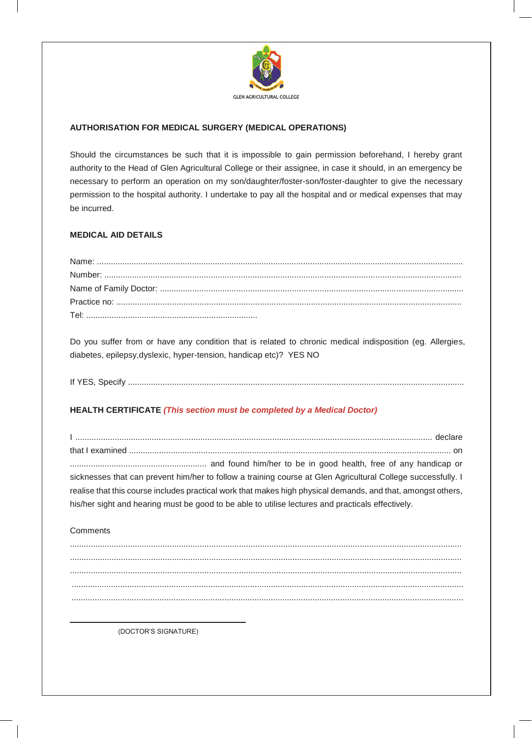GLEN AGRICULTURAL COLLEGE

## AUTHORISATION FOR MEDICAL SURGERY (MEDICAL OPERATIONS)

Should the circumstances be such that it is impossible to gain permission beforehand, I hereby grant authority to the Head of Glen Agricultural College or their assignee, in case it should, in an emergency be necessary to perform an operation on my son/daughter/foster-son/foster-daughter to give the necessary permission to the hospital authority. I undertake to pay all the hospital and or medical expenses that may be incurred.

## MEDICAL AID DETAILS

Name: ..........................................................................................................................................

Number: ......................................................................................................................................

Name of Family Doctor: ...............................................................................................................

Practice no: ..................................................................................................................................

Tel: ..........................................................................

Do you suffer from or have any condition that is related to chronic medical indisposition (eg. Allergies, diabetes, epilepsy,dyslexic, hyper-tension, handicap etc)? YES NO

If YES, Specify ..............................................................................................................................

## HEALTH CERTIFICATE *(This section must be completed by a Medical Doctor)*

I ........................................................................................................................................ declare that I examined ........................................................................................................................... on ........................................................... and found him/her to be in good health, free of any handicap or sicknesses that can prevent him/her to follow a training course at Glen Agricultural College successfully. I realise that this course includes practical work that makes high physical demands, and that, amongst others, his/her sight and hearing must be good to be able to utilise lectures and practicals effectively.

Comments

.......................................................................................................................................................

.......................................................................................................................................................

.......................................................................................................................................................

.......................................................................................................................................................

.......................................................................................................................................................

\_\_\_\_\_\_\_\_\_\_\_\_\_\_\_\_\_\_\_\_\_\_\_\_\_\_\_\_\_\_\_\_\_\_\_\_

(DOCTOR'S SIGNATURE)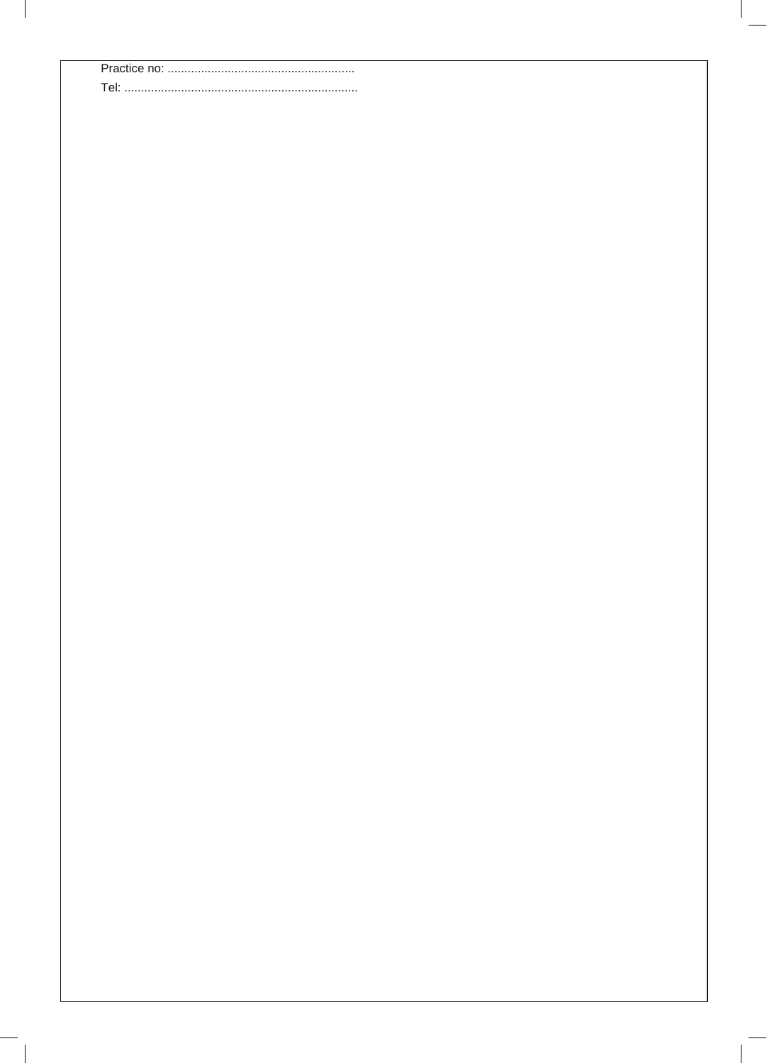Practice no: ........................................................

Tel: ......................................................................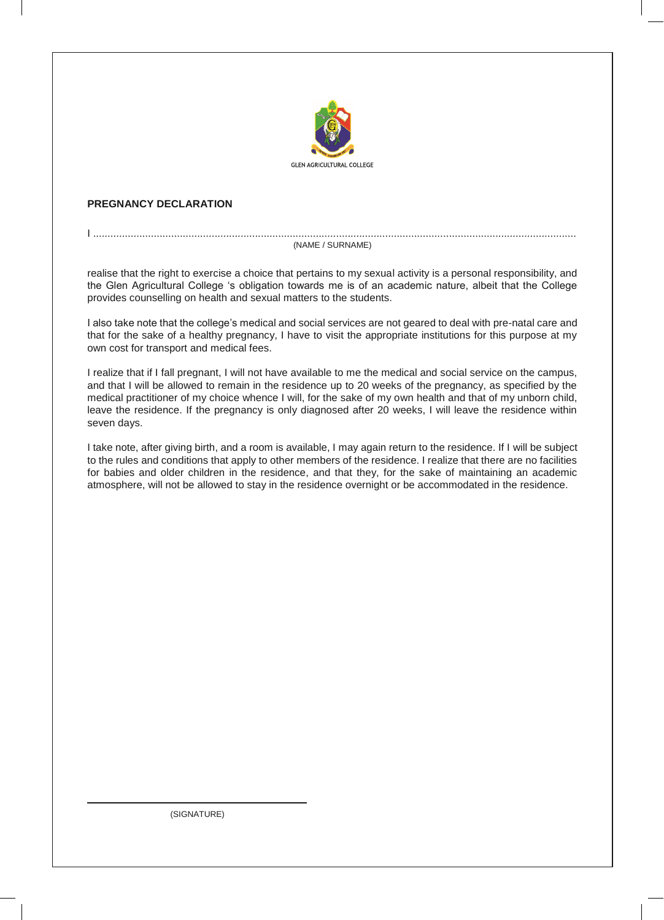GLEN AGRICULTURAL COLLEGE

**PREGNANCY DECLARATION**

I ..............................................................................................................................................................

(NAME / SURNAME)

realise that the right to exercise a choice that pertains to my sexual activity is a personal responsibility, and the Glen Agricultural College 's obligation towards me is of an academic nature, albeit that the College provides counselling on health and sexual matters to the students.

I also take note that the college's medical and social services are not geared to deal with pre-natal care and that for the sake of a healthy pregnancy, I have to visit the appropriate institutions for this purpose at my own cost for transport and medical fees.

I realize that if I fall pregnant, I will not have available to me the medical and social service on the campus, and that I will be allowed to remain in the residence up to 20 weeks of the pregnancy, as specified by the medical practitioner of my choice whence I will, for the sake of my own health and that of my unborn child, leave the residence. If the pregnancy is only diagnosed after 20 weeks, I will leave the residence within seven days.

I take note, after giving birth, and a room is available, I may again return to the residence. If I will be subject to the rules and conditions that apply to other members of the residence. I realize that there are no facilities for babies and older children in the residence, and that they, for the sake of maintaining an academic atmosphere, will not be allowed to stay in the residence overnight or be accommodated in the residence.

\_\_\_\_\_\_\_\_\_\_\_\_\_\_\_\_\_\_\_\_\_\_\_\_\_\_\_\_\_\_\_\_\_\_\_\_

(SIGNATURE)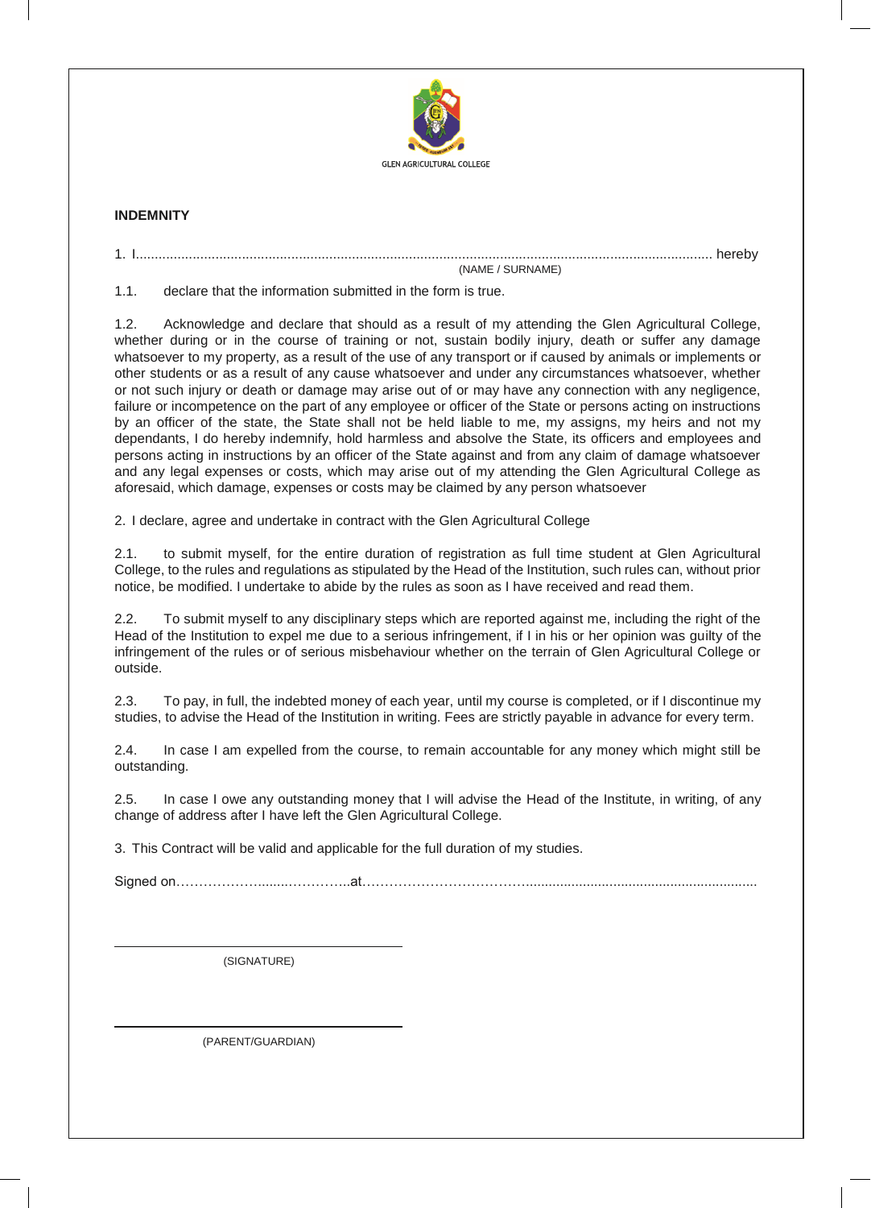GLEN AGRICULTURAL COLLEGE

**INDEMNITY**

1. I.......................................................................................................................................................... hereby
(NAME / SURNAME)

1.1. declare that the information submitted in the form is true.

1.2. Acknowledge and declare that should as a result of my attending the Glen Agricultural College, whether during or in the course of training or not, sustain bodily injury, death or suffer any damage whatsoever to my property, as a result of the use of any transport or if caused by animals or implements or other students or as a result of any cause whatsoever and under any circumstances whatsoever, whether or not such injury or death or damage may arise out of or may have any connection with any negligence, failure or incompetence on the part of any employee or officer of the State or persons acting on instructions by an officer of the state, the State shall not be held liable to me, my assigns, my heirs and not my dependants, I do hereby indemnify, hold harmless and absolve the State, its officers and employees and persons acting in instructions by an officer of the State against and from any claim of damage whatsoever and any legal expenses or costs, which may arise out of my attending the Glen Agricultural College as aforesaid, which damage, expenses or costs may be claimed by any person whatsoever

2. I declare, agree and undertake in contract with the Glen Agricultural College

2.1. to submit myself, for the entire duration of registration as full time student at Glen Agricultural College, to the rules and regulations as stipulated by the Head of the Institution, such rules can, without prior notice, be modified. I undertake to abide by the rules as soon as I have received and read them.

2.2. To submit myself to any disciplinary steps which are reported against me, including the right of the Head of the Institution to expel me due to a serious infringement, if I in his or her opinion was guilty of the infringement of the rules or of serious misbehaviour whether on the terrain of Glen Agricultural College or outside.

2.3. To pay, in full, the indebted money of each year, until my course is completed, or if I discontinue my studies, to advise the Head of the Institution in writing. Fees are strictly payable in advance for every term.

2.4. In case I am expelled from the course, to remain accountable for any money which might still be outstanding.

2.5. In case I owe any outstanding money that I will advise the Head of the Institute, in writing, of any change of address after I have left the Glen Agricultural College.

3. This Contract will be valid and applicable for the full duration of my studies.

Signed on………………........…………..at……………………………….........................................................

(SIGNATURE)

(PARENT/GUARDIAN)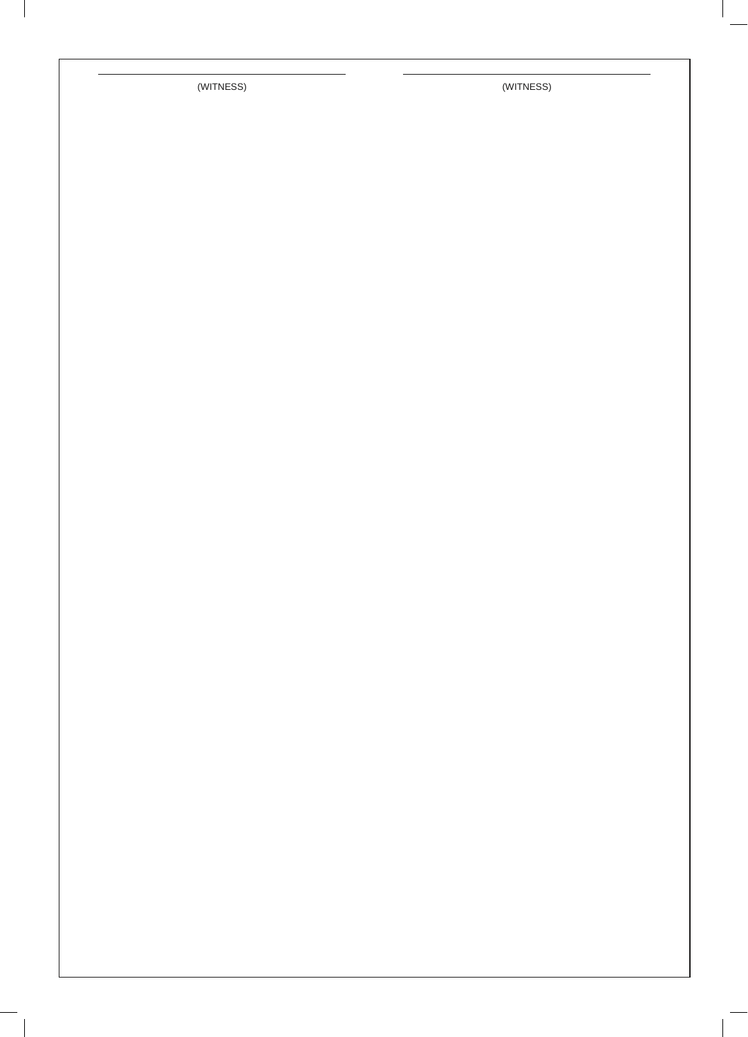\_\_\_\_\_\_\_\_\_\_\_\_\_\_\_\_\_\_\_\_\_\_\_\_\_\_\_\_\_\_\_\_\_\_\_\_\_\_\_\_\_\_\_\_\_\_\_\_ \_\_\_\_\_\_\_\_\_\_\_\_\_\_\_\_\_\_\_\_\_\_\_\_\_\_\_\_\_\_\_\_\_\_\_\_\_\_\_\_\_\_\_\_\_\_\_\_

(WITNESS) (WITNESS)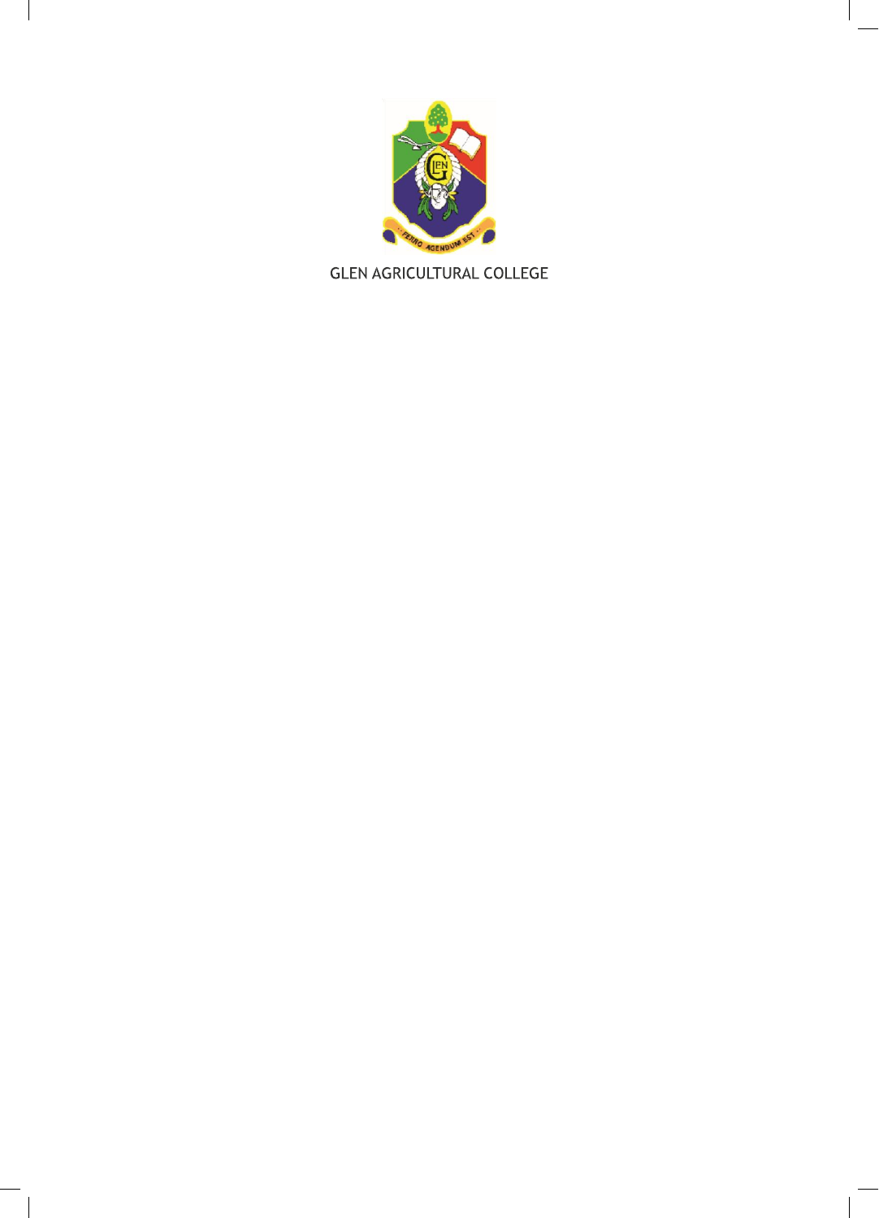GLEN AGRICULTURAL COLLEGE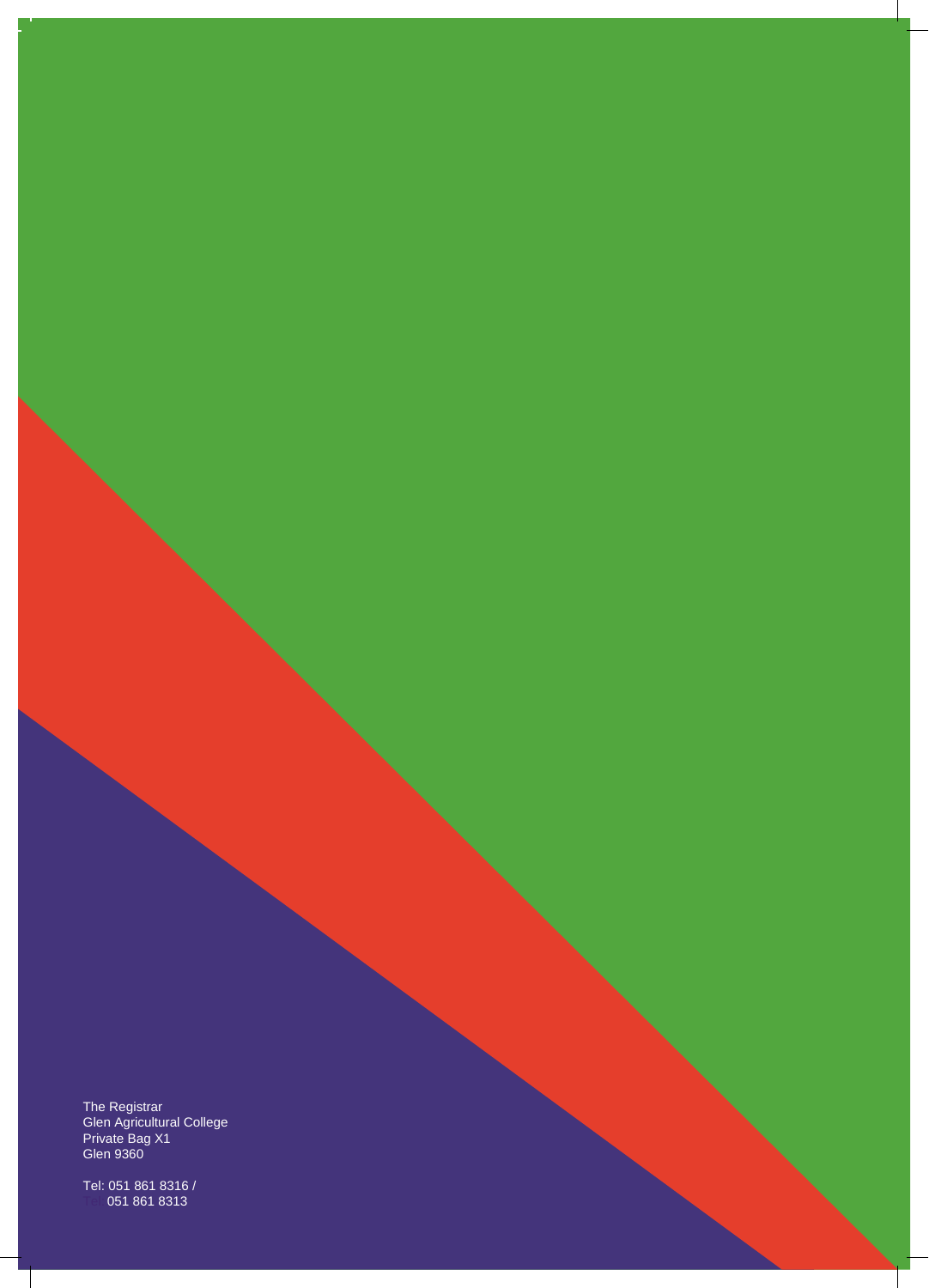The Registrar
Glen Agricultural College
Private Bag X1
Glen 9360

Tel: 051 861 8316 /
Tel: 051 861 8313